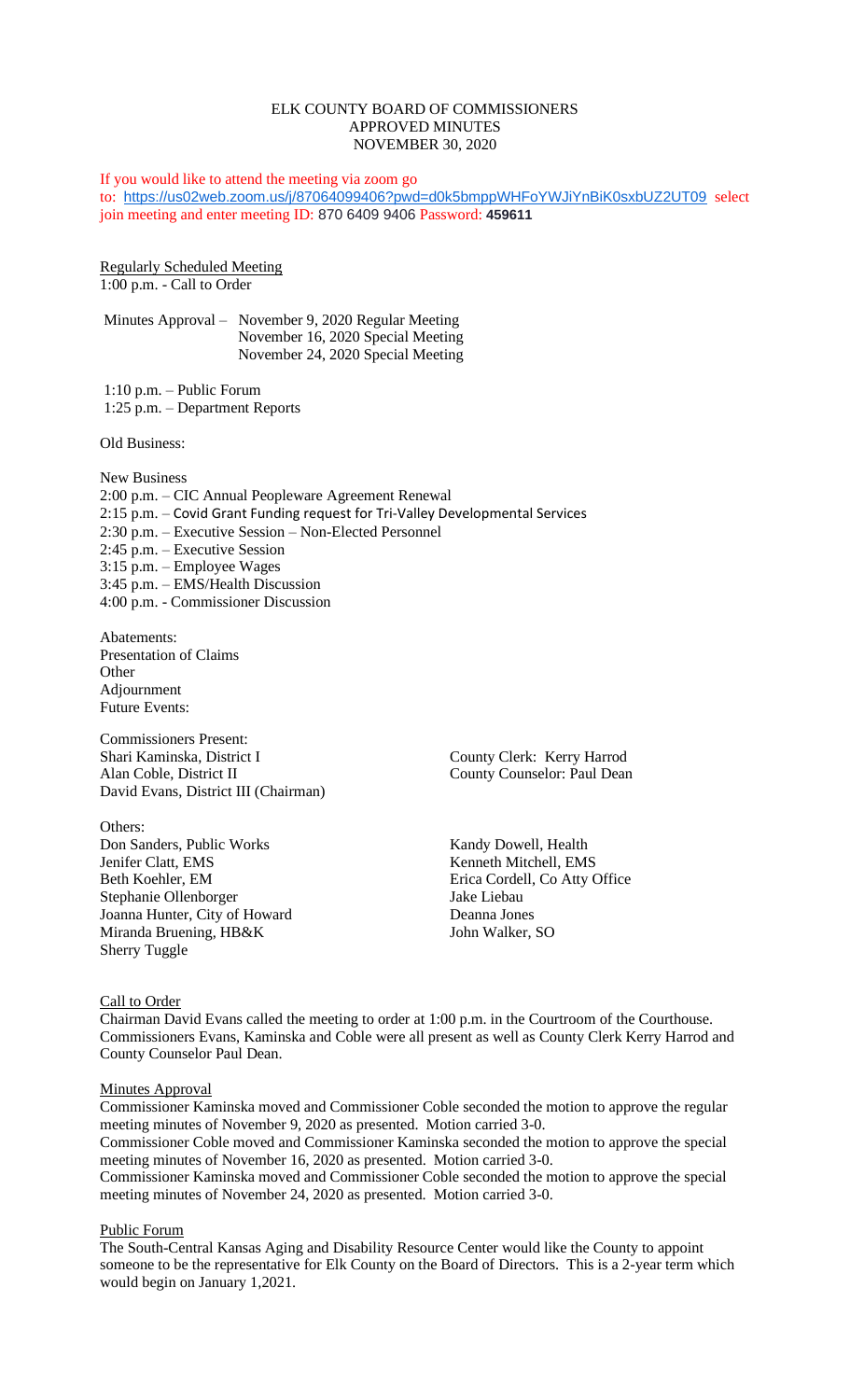# ELK COUNTY BOARD OF COMMISSIONERS
## APPROVED MINUTES
## NOVEMBER 30, 2020

If you would like to attend the meeting via zoom go to: https://us02web.zoom.us/j/87064099406?pwd=d0k5bmppWHFoYWJiYnBiK0sxbUZ2UT09 select join meeting and enter meeting ID: 870 6409 9406 Password: **459611**

Regularly Scheduled Meeting
1:00 p.m. - Call to Order

Minutes Approval – November 9, 2020 Regular Meeting
November 16, 2020 Special Meeting
November 24, 2020 Special Meeting

1:10 p.m. – Public Forum
1:25 p.m. – Department Reports

Old Business:

New Business
2:00 p.m. – CIC Annual Peopleware Agreement Renewal
2:15 p.m. – Covid Grant Funding request for Tri-Valley Developmental Services
2:30 p.m. – Executive Session – Non-Elected Personnel
2:45 p.m. – Executive Session
3:15 p.m. – Employee Wages
3:45 p.m. – EMS/Health Discussion
4:00 p.m. - Commissioner Discussion

Abatements:
Presentation of Claims
Other
Adjournment
Future Events:

Commissioners Present:
Shari Kaminska, District I
Alan Coble, District II
David Evans, District III (Chairman)

County Clerk: Kerry Harrod
County Counselor: Paul Dean

Others:
Don Sanders, Public Works
Jenifer Clatt, EMS
Beth Koehler, EM
Stephanie Ollenborger
Joanna Hunter, City of Howard
Miranda Bruening, HB&K
Sherry Tuggle
Kandy Dowell, Health
Kenneth Mitchell, EMS
Erica Cordell, Co Atty Office
Jake Liebau
Deanna Jones
John Walker, SO

Call to Order
Chairman David Evans called the meeting to order at 1:00 p.m. in the Courtroom of the Courthouse. Commissioners Evans, Kaminska and Coble were all present as well as County Clerk Kerry Harrod and County Counselor Paul Dean.

Minutes Approval
Commissioner Kaminska moved and Commissioner Coble seconded the motion to approve the regular meeting minutes of November 9, 2020 as presented. Motion carried 3-0.
Commissioner Coble moved and Commissioner Kaminska seconded the motion to approve the special meeting minutes of November 16, 2020 as presented. Motion carried 3-0.
Commissioner Kaminska moved and Commissioner Coble seconded the motion to approve the special meeting minutes of November 24, 2020 as presented. Motion carried 3-0.

Public Forum
The South-Central Kansas Aging and Disability Resource Center would like the County to appoint someone to be the representative for Elk County on the Board of Directors. This is a 2-year term which would begin on January 1,2021.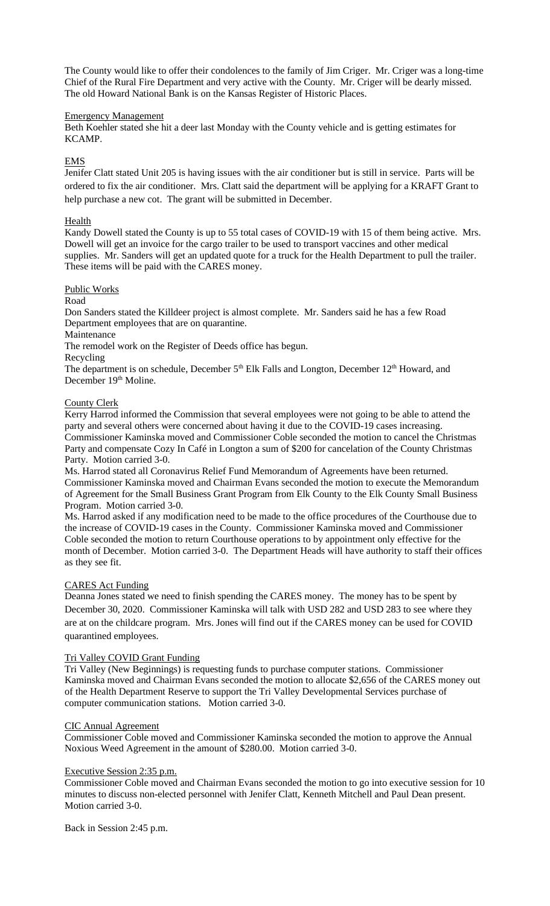The County would like to offer their condolences to the family of Jim Criger. Mr. Criger was a long-time Chief of the Rural Fire Department and very active with the County. Mr. Criger will be dearly missed. The old Howard National Bank is on the Kansas Register of Historic Places.

Emergency Management

Beth Koehler stated she hit a deer last Monday with the County vehicle and is getting estimates for KCAMP.

EMS

Jenifer Clatt stated Unit 205 is having issues with the air conditioner but is still in service. Parts will be ordered to fix the air conditioner. Mrs. Clatt said the department will be applying for a KRAFT Grant to help purchase a new cot. The grant will be submitted in December.

Health

Kandy Dowell stated the County is up to 55 total cases of COVID-19 with 15 of them being active. Mrs. Dowell will get an invoice for the cargo trailer to be used to transport vaccines and other medical supplies. Mr. Sanders will get an updated quote for a truck for the Health Department to pull the trailer. These items will be paid with the CARES money.

Public Works

Road

Don Sanders stated the Killdeer project is almost complete. Mr. Sanders said he has a few Road Department employees that are on quarantine.

Maintenance

The remodel work on the Register of Deeds office has begun.

Recycling

The department is on schedule, December 5th Elk Falls and Longton, December 12th Howard, and December 19th Moline.

County Clerk

Kerry Harrod informed the Commission that several employees were not going to be able to attend the party and several others were concerned about having it due to the COVID-19 cases increasing. Commissioner Kaminska moved and Commissioner Coble seconded the motion to cancel the Christmas Party and compensate Cozy In Café in Longton a sum of $200 for cancelation of the County Christmas Party. Motion carried 3-0.

Ms. Harrod stated all Coronavirus Relief Fund Memorandum of Agreements have been returned. Commissioner Kaminska moved and Chairman Evans seconded the motion to execute the Memorandum of Agreement for the Small Business Grant Program from Elk County to the Elk County Small Business Program. Motion carried 3-0.

Ms. Harrod asked if any modification need to be made to the office procedures of the Courthouse due to the increase of COVID-19 cases in the County. Commissioner Kaminska moved and Commissioner Coble seconded the motion to return Courthouse operations to by appointment only effective for the month of December. Motion carried 3-0. The Department Heads will have authority to staff their offices as they see fit.

CARES Act Funding

Deanna Jones stated we need to finish spending the CARES money. The money has to be spent by December 30, 2020. Commissioner Kaminska will talk with USD 282 and USD 283 to see where they are at on the childcare program. Mrs. Jones will find out if the CARES money can be used for COVID quarantined employees.

Tri Valley COVID Grant Funding

Tri Valley (New Beginnings) is requesting funds to purchase computer stations. Commissioner Kaminska moved and Chairman Evans seconded the motion to allocate $2,656 of the CARES money out of the Health Department Reserve to support the Tri Valley Developmental Services purchase of computer communication stations. Motion carried 3-0.

CIC Annual Agreement

Commissioner Coble moved and Commissioner Kaminska seconded the motion to approve the Annual Noxious Weed Agreement in the amount of $280.00. Motion carried 3-0.

Executive Session 2:35 p.m.

Commissioner Coble moved and Chairman Evans seconded the motion to go into executive session for 10 minutes to discuss non-elected personnel with Jenifer Clatt, Kenneth Mitchell and Paul Dean present. Motion carried 3-0.

Back in Session 2:45 p.m.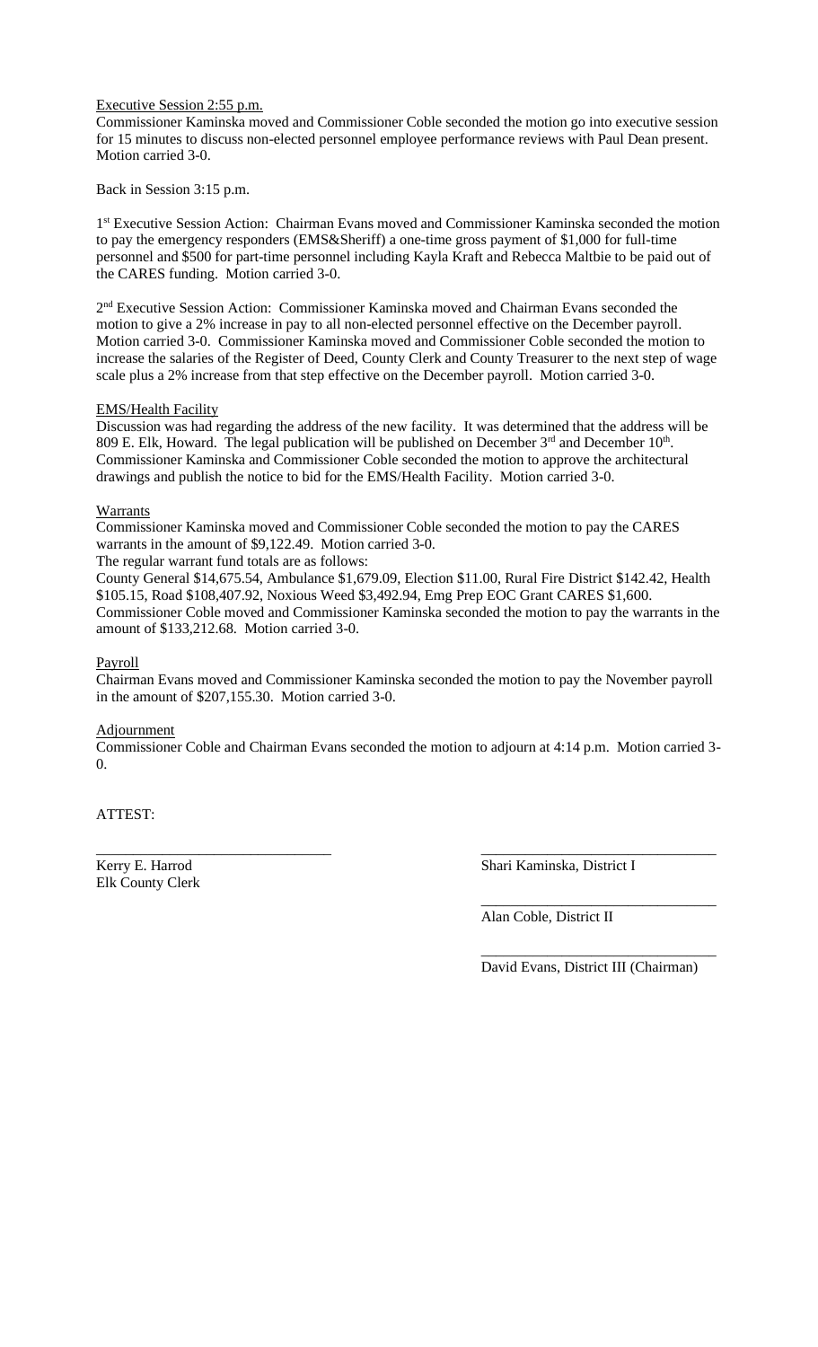Executive Session 2:55 p.m.

Commissioner Kaminska moved and Commissioner Coble seconded the motion go into executive session for 15 minutes to discuss non-elected personnel employee performance reviews with Paul Dean present. Motion carried 3-0.

Back in Session 3:15 p.m.

1st Executive Session Action: Chairman Evans moved and Commissioner Kaminska seconded the motion to pay the emergency responders (EMS&Sheriff) a one-time gross payment of $1,000 for full-time personnel and $500 for part-time personnel including Kayla Kraft and Rebecca Maltbie to be paid out of the CARES funding. Motion carried 3-0.

2nd Executive Session Action: Commissioner Kaminska moved and Chairman Evans seconded the motion to give a 2% increase in pay to all non-elected personnel effective on the December payroll. Motion carried 3-0. Commissioner Kaminska moved and Commissioner Coble seconded the motion to increase the salaries of the Register of Deed, County Clerk and County Treasurer to the next step of wage scale plus a 2% increase from that step effective on the December payroll. Motion carried 3-0.

EMS/Health Facility

Discussion was had regarding the address of the new facility. It was determined that the address will be 809 E. Elk, Howard. The legal publication will be published on December 3rd and December 10th. Commissioner Kaminska and Commissioner Coble seconded the motion to approve the architectural drawings and publish the notice to bid for the EMS/Health Facility. Motion carried 3-0.

Warrants

Commissioner Kaminska moved and Commissioner Coble seconded the motion to pay the CARES warrants in the amount of $9,122.49. Motion carried 3-0.

The regular warrant fund totals are as follows:

County General $14,675.54, Ambulance $1,679.09, Election $11.00, Rural Fire District $142.42, Health $105.15, Road $108,407.92, Noxious Weed $3,492.94, Emg Prep EOC Grant CARES $1,600. Commissioner Coble moved and Commissioner Kaminska seconded the motion to pay the warrants in the amount of $133,212.68. Motion carried 3-0.

Payroll

Chairman Evans moved and Commissioner Kaminska seconded the motion to pay the November payroll in the amount of $207,155.30. Motion carried 3-0.

Adjournment

Commissioner Coble and Chairman Evans seconded the motion to adjourn at 4:14 p.m. Motion carried 3-0.

ATTEST:

_______________________________
Kerry E. Harrod
Elk County Clerk

_______________________________
Shari Kaminska, District I

_______________________________
Alan Coble, District II

_______________________________
David Evans, District III (Chairman)